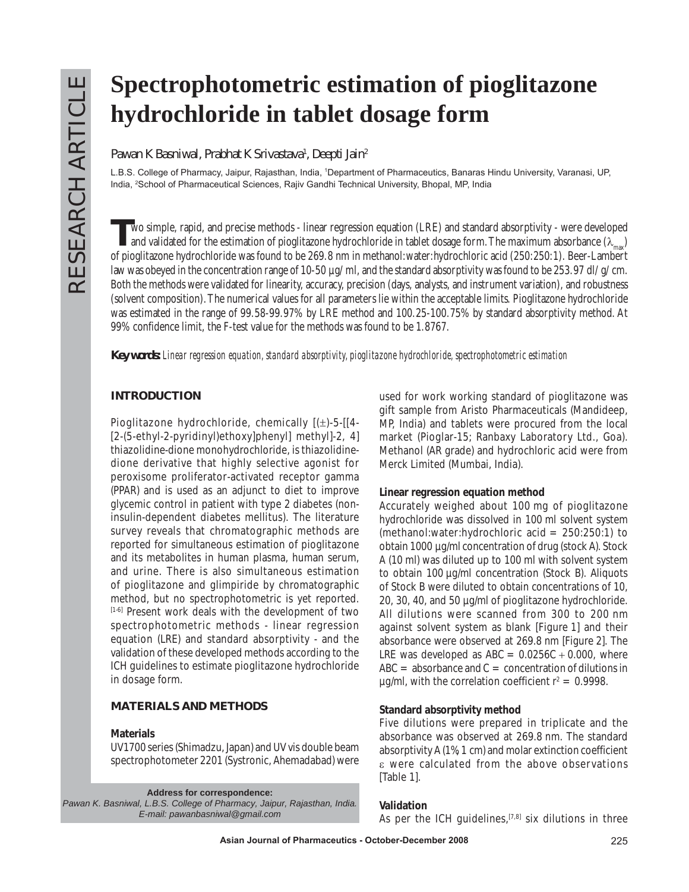RESEARCH ARTICLE

# Spectrophotometric estimation of pioglitazone hydrochloride in tablet dosage form

Pawan K Basniwal, Prabhat K Srivastava[1], Deepti Jain[2]

L.B.S. College of Pharmacy, Jaipur, Rajasthan, India, [1]Department of Pharmaceutics, Banaras Hindu University, Varanasi, UP, India, [2]School of Pharmaceutical Sciences, Rajiv Gandhi Technical University, Bhopal, MP, India

Two simple, rapid, and precise methods - linear regression equation (LRE) and standard absorptivity - were developed and validated for the estimation of pioglitazone hydrochloride in tablet dosage form. The maximum absorbance ($\lambda_{max}$) of pioglitazone hydrochloride was found to be 269.8 nm in methanol:water:hydrochloric acid (250:250:1). Beer-Lambert law was obeyed in the concentration range of 10-50 µg/ ml, and the standard absorptivity was found to be 253.97 dl/ g/ cm. Both the methods were validated for linearity, accuracy, precision (days, analysts, and instrument variation), and robustness (solvent composition). The numerical values for all parameters lie within the acceptable limits. Pioglitazone hydrochloride was estimated in the range of 99.58-99.97% by LRE method and 100.25-100.75% by standard absorptivity method. At 99% confidence limit, the F-test value for the methods was found to be 1.8767.

**Key words:** *Linear regression equation, standard absorptivity, pioglitazone hydrochloride, spectrophotometric estimation*

## INTRODUCTION

Pioglitazone hydrochloride, chemically [(±)-5-[[4-[2-(5-ethyl-2-pyridinyl)ethoxy]phenyl] methyl]-2, 4] thiazolidine-dione monohydrochloride, is thiazolidinedione derivative that highly selective agonist for peroxisome proliferator-activated receptor gamma (PPAR) and is used as an adjunct to diet to improve glycemic control in patient with type 2 diabetes (non-insulin-dependent diabetes mellitus). The literature survey reveals that chromatographic methods are reported for simultaneous estimation of pioglitazone and its metabolites in human plasma, human serum, and urine. There is also simultaneous estimation of pioglitazone and glimpiride by chromatographic method, but no spectrophotometric is yet reported.[1-6] Present work deals with the development of two spectrophotometric methods - linear regression equation (LRE) and standard absorptivity - and the validation of these developed methods according to the ICH guidelines to estimate pioglitazone hydrochloride in dosage form.

## MATERIALS AND METHODS

### Materials

UV1700 series (Shimadzu, Japan) and UV vis double beam spectrophotometer 2201 (Systronic, Ahemadabad) were used for work working standard of pioglitazone was gift sample from Aristo Pharmaceuticals (Mandideep, MP, India) and tablets were procured from the local market (Pioglar-15; Ranbaxy Laboratory Ltd., Goa). Methanol (AR grade) and hydrochloric acid were from Merck Limited (Mumbai, India).

### Linear regression equation method

Accurately weighed about 100 mg of pioglitazone hydrochloride was dissolved in 100 ml solvent system (methanol:water:hydrochloric acid = 250:250:1) to obtain 1000 µg/ml concentration of drug (stock A). Stock A (10 ml) was diluted up to 100 ml with solvent system to obtain 100 µg/ml concentration (Stock B). Aliquots of Stock B were diluted to obtain concentrations of 10, 20, 30, 40, and 50 µg/ml of pioglitazone hydrochloride. All dilutions were scanned from 300 to 200 nm against solvent system as blank [Figure 1] and their absorbance were observed at 269.8 nm [Figure 2]. The LRE was developed as $ABC = 0.0256C + 0.000$, where $ABC =$ absorbance and $C =$ concentration of dilutions in µg/ml, with the correlation coefficient $r^2 = 0.9998$.

### Standard absorptivity method

Five dilutions were prepared in triplicate and the absorbance was observed at 269.8 nm. The standard absorptivity A (1%, 1 cm) and molar extinction coefficient $\varepsilon$ were calculated from the above observations [Table 1].

### Validation

As per the ICH guidelines,[7,8] six dilutions in three

**Address for correspondence:**
Pawan K. Basniwal, L.B.S. College of Pharmacy, Jaipur, Rajasthan, India.
E-mail: pawanbasniwal@gmail.com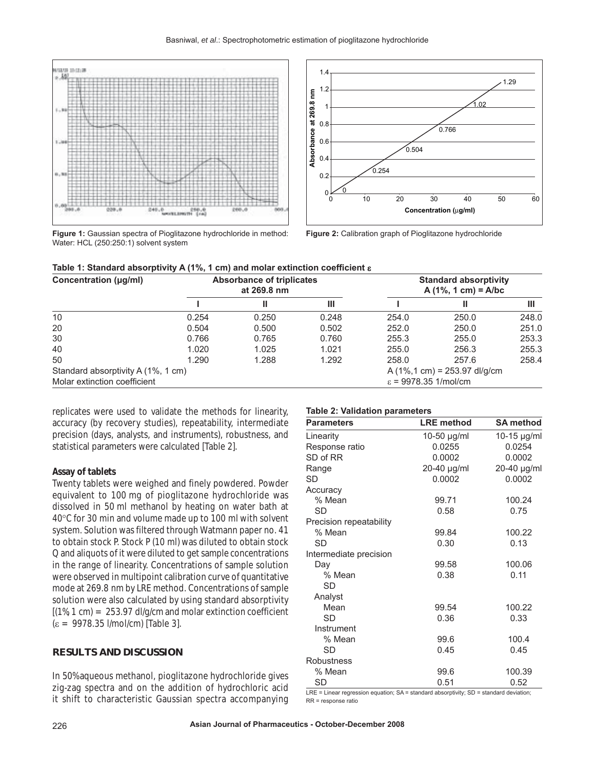Figure 1: Gaussian spectra of Pioglitazone hydrochloride in method: Water: HCL (250:250:1) solvent system

Figure 2: Calibration graph of Pioglitazone hydrochloride

**Table 1: Standard absorptivity A (1%, 1 cm) and molar extinction coefficient ε**

| Concentration (μg/ml) | Absorbance of triplicates at 269.8 nm | | | Standard absorptivity A (1%, 1 cm) = A/bc | | |
|---|---|---|---|---|---|---|
| | I | II | III | I | II | III |
| 10 | 0.254 | 0.250 | 0.248 | 254.0 | 250.0 | 248.0 |
| 20 | 0.504 | 0.500 | 0.502 | 252.0 | 250.0 | 251.0 |
| 30 | 0.766 | 0.765 | 0.760 | 255.3 | 255.0 | 253.3 |
| 40 | 1.020 | 1.025 | 1.021 | 255.0 | 256.3 | 255.3 |
| 50 | 1.290 | 1.288 | 1.292 | 258.0 | 257.6 | 258.4 |
| Standard absorptivity A (1%, 1 cm) | | | | A (1%,1 cm) = 253.97 dl/g/cm | | |
| Molar extinction coefficient | | | | ε = 9978.35 1/mol/cm | | |

replicates were used to validate the methods for linearity, accuracy (by recovery studies), repeatability, intermediate precision (days, analysts, and instruments), robustness, and statistical parameters were calculated [Table 2].

### Assay of tablets

Twenty tablets were weighed and finely powdered. Powder equivalent to 100 mg of pioglitazone hydrochloride was dissolved in 50 ml methanol by heating on water bath at 40°C for 30 min and volume made up to 100 ml with solvent system. Solution was filtered through Watmann paper no. 41 to obtain stock P. Stock P (10 ml) was diluted to obtain stock Q and aliquots of it were diluted to get sample concentrations in the range of linearity. Concentrations of sample solution were observed in multipoint calibration curve of quantitative mode at 269.8 nm by LRE method. Concentrations of sample solution were also calculated by using standard absorptivity [(1% 1 cm) = 253.97 dl/g/cm and molar extinction coefficient (ε = 9978.35 l/mol/cm) [Table 3].

## RESULTS AND DISCUSSION

In 50% aqueous methanol, pioglitazone hydrochloride gives zig-zag spectra and on the addition of hydrochloric acid it shift to characteristic Gaussian spectra accompanying

**Table 2: Validation parameters**

| Parameters | LRE method | SA method |
|---|---|---|
| Linearity | 10-50 μg/ml | 10-15 μg/ml |
| Response ratio | 0.0255 | 0.0254 |
| SD of RR | 0.0002 | 0.0002 |
| Range | 20-40 μg/ml | 20-40 μg/ml |
| SD | 0.0002 | 0.0002 |
| Accuracy | | |
| % Mean | 99.71 | 100.24 |
| SD | 0.58 | 0.75 |
| Precision repeatability | | |
| % Mean | 99.84 | 100.22 |
| SD | 0.30 | 0.13 |
| Intermediate precision | | |
| Day | 99.58 | 100.06 |
| % Mean | 0.38 | 0.11 |
| SD | | |
| Analyst | | |
| Mean | 99.54 | 100.22 |
| SD | 0.36 | 0.33 |
| Instrument | | |
| % Mean | 99.6 | 100.4 |
| SD | 0.45 | 0.45 |
| Robustness | | |
| % Mean | 99.6 | 100.39 |
| SD | 0.51 | 0.52 |

LRE = Linear regression equation; SA = standard absorptivity; SD = standard deviation; RR = response ratio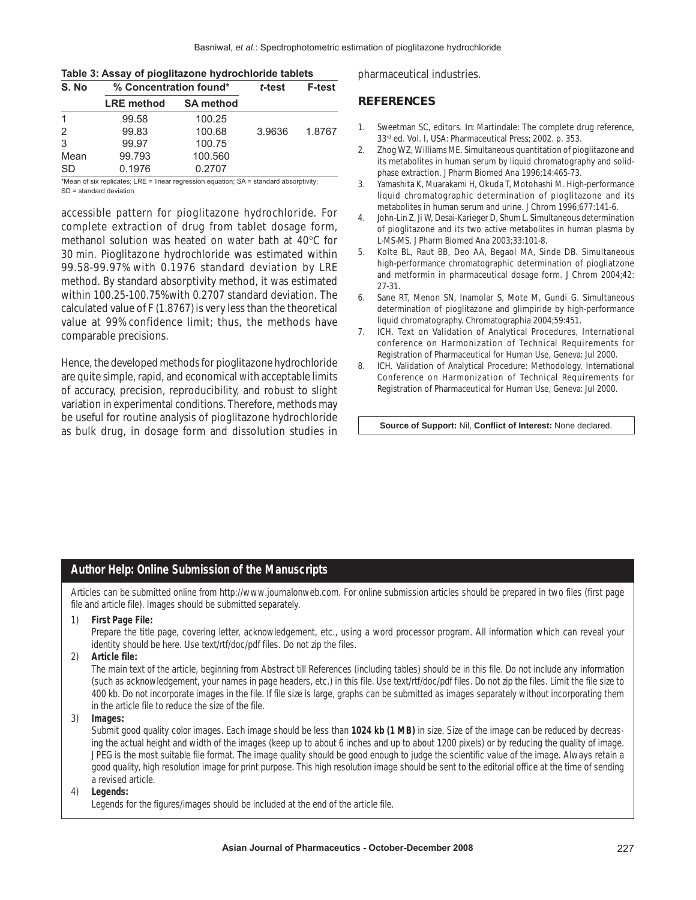**Table 3: Assay of pioglitazone hydrochloride tablets**

| S. No | % Concentration found* | | *t*-test | F-test |
|---|---|---|---|---|
| | LRE method | SA method | | |
| 1 | 99.58 | 100.25 | | |
| 2 | 99.83 | 100.68 | 3.9636 | 1.8767 |
| 3 | 99.97 | 100.75 | | |
| Mean | 99.793 | 100.560 | | |
| SD | 0.1976 | 0.2707 | | |

*Mean of six replicates; LRE = linear regression equation; SA = standard absorptivity; SD = standard deviation

accessible pattern for pioglitazone hydrochloride. For complete extraction of drug from tablet dosage form, methanol solution was heated on water bath at 40°C for 30 min. Pioglitazone hydrochloride was estimated within 99.58-99.97% with 0.1976 standard deviation by LRE method. By standard absorptivity method, it was estimated within 100.25-100.75% with 0.2707 standard deviation. The calculated value of F (1.8767) is very less than the theoretical value at 99% confidence limit; thus, the methods have comparable precisions.

Hence, the developed methods for pioglitazone hydrochloride are quite simple, rapid, and economical with acceptable limits of accuracy, precision, reproducibility, and robust to slight variation in experimental conditions. Therefore, methods may be useful for routine analysis of pioglitazone hydrochloride as bulk drug, in dosage form and dissolution studies in pharmaceutical industries.

## REFERENCES

1. Sweetman SC, editors. In: Martindale: The complete drug reference, 33rd ed. Vol. I, USA: Pharmaceutical Press; 2002. p. 353.
2. Zhog WZ, Williams ME. Simultaneous quantitation of pioglitazone and its metabolites in human serum by liquid chromatography and solid-phase extraction. J Pharm Biomed Ana 1996;14:465-73.
3. Yamashita K, Muarakami H, Okuda T, Motohashi M. High-performance liquid chromatographic determination of pioglitazone and its metabolites in human serum and urine. J Chrom 1996;677:141-6.
4. John-Lin Z, Ji W, Desai-Karieger D, Shum L. Simultaneous determination of pioglitazone and its two active metabolites in human plasma by L-MS-MS. J Pharm Biomed Ana 2003;33:101-8.
5. Kolte BL, Raut BB, Deo AA, Begaol MA, Sinde DB. Simultaneous high-performance chromatographic determination of piogliatzone and metformin in pharmaceutical dosage form. J Chrom 2004;42:27-31.
6. Sane RT, Menon SN, Inamolar S, Mote M, Gundi G. Simultaneous determination of pioglitazone and glimipiride by high-performance liquid chromatography. Chromatographia 2004;59:451.
7. ICH. Text on Validation of Analytical Procedures, International conference on Harmonization of Technical Requirements for Registration of Pharmaceutical for Human Use, Geneva: Jul 2000.
8. ICH. Validation of Analytical Procedure: Methodology, International Conference on Harmonization of Technical Requirements for Registration of Pharmaceutical for Human Use, Geneva: Jul 2000.

**Source of Support:** Nil, **Conflict of Interest:** None declared.

## Author Help: Online Submission of the Manuscripts

Articles can be submitted online from http://www.journalonweb.com. For online submission articles should be prepared in two files (first page file and article file). Images should be submitted separately.

1) **First Page File:**
   Prepare the title page, covering letter, acknowledgement, etc., using a word processor program. All information which can reveal your identity should be here. Use text/rtf/doc/pdf files. Do not zip the files.
2) **Article file:**
   The main text of the article, beginning from Abstract till References (including tables) should be in this file. Do not include any information (such as acknowledgement, your names in page headers, etc.) in this file. Use text/rtf/doc/pdf files. Do not zip the files. Limit the file size to 400 kb. Do not incorporate images in the file. If file size is large, graphs can be submitted as images separately without incorporating them in the article file to reduce the size of the file.
3) **Images:**
   Submit good quality color images. Each image should be less than **1024 kb (1 MB)** in size. Size of the image can be reduced by decreasing the actual height and width of the images (keep up to about 6 inches and up to about 1200 pixels) or by reducing the quality of image. JPEG is the most suitable file format. The image quality should be good enough to judge the scientific value of the image. Always retain a good quality, high resolution image for print purpose. This high resolution image should be sent to the editorial office at the time of sending a revised article.
4) **Legends:**
   Legends for the figures/images should be included at the end of the article file.